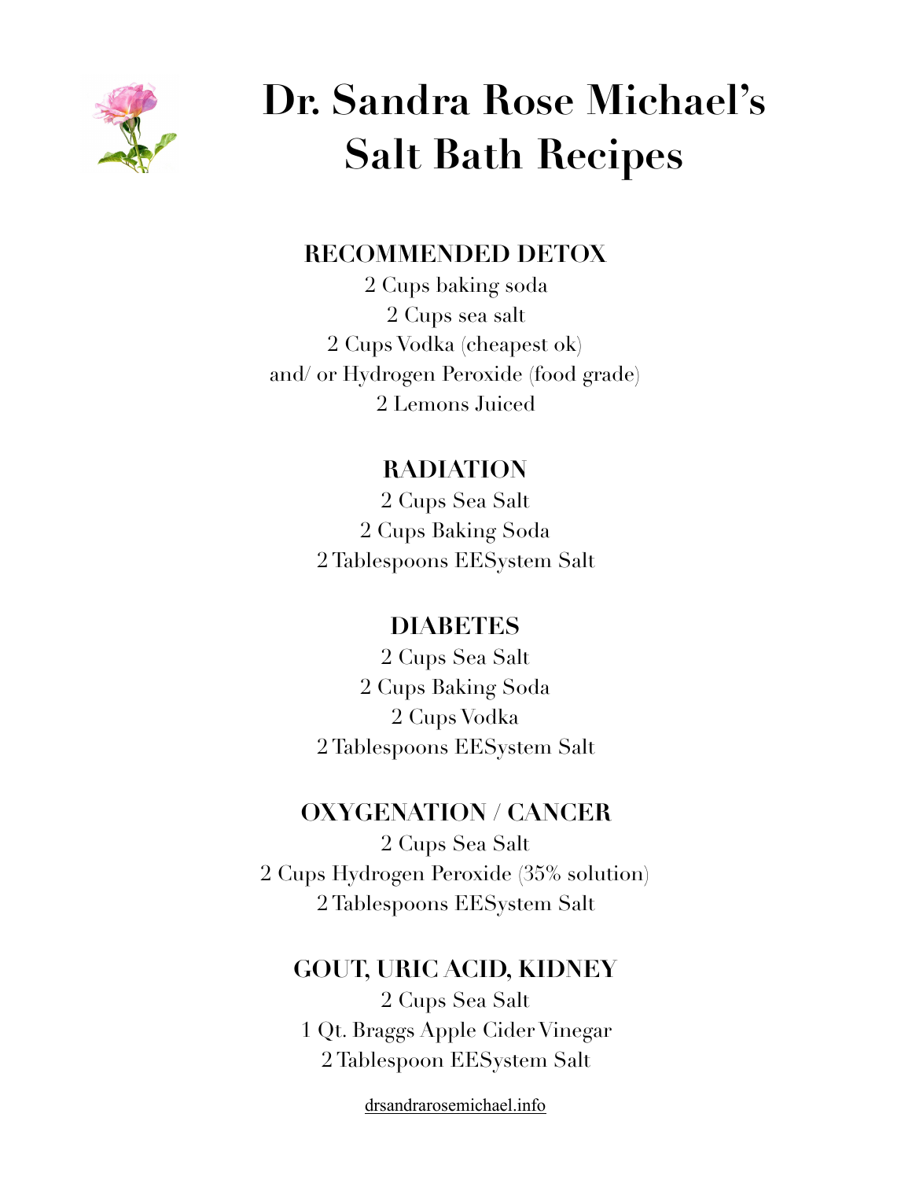# Dr. Sandra Rose Michael's Salt Bath Recipes

### RECOMMENDED DETOX

2 Cups baking soda
2 Cups sea salt
2 Cups Vodka (cheapest ok)
and/ or Hydrogen Peroxide (food grade)
2 Lemons Juiced

### RADIATION

2 Cups Sea Salt
2 Cups Baking Soda
2 Tablespoons EESystem Salt

### DIABETES

2 Cups Sea Salt
2 Cups Baking Soda
2 Cups Vodka
2 Tablespoons EESystem Salt

### OXYGENATION / CANCER

2 Cups Sea Salt
2 Cups Hydrogen Peroxide (35% solution)
2 Tablespoons EESystem Salt

### GOUT, URIC ACID, KIDNEY

2 Cups Sea Salt
1 Qt. Braggs Apple Cider Vinegar
2 Tablespoon EESystem Salt

drsandrarosemichael.info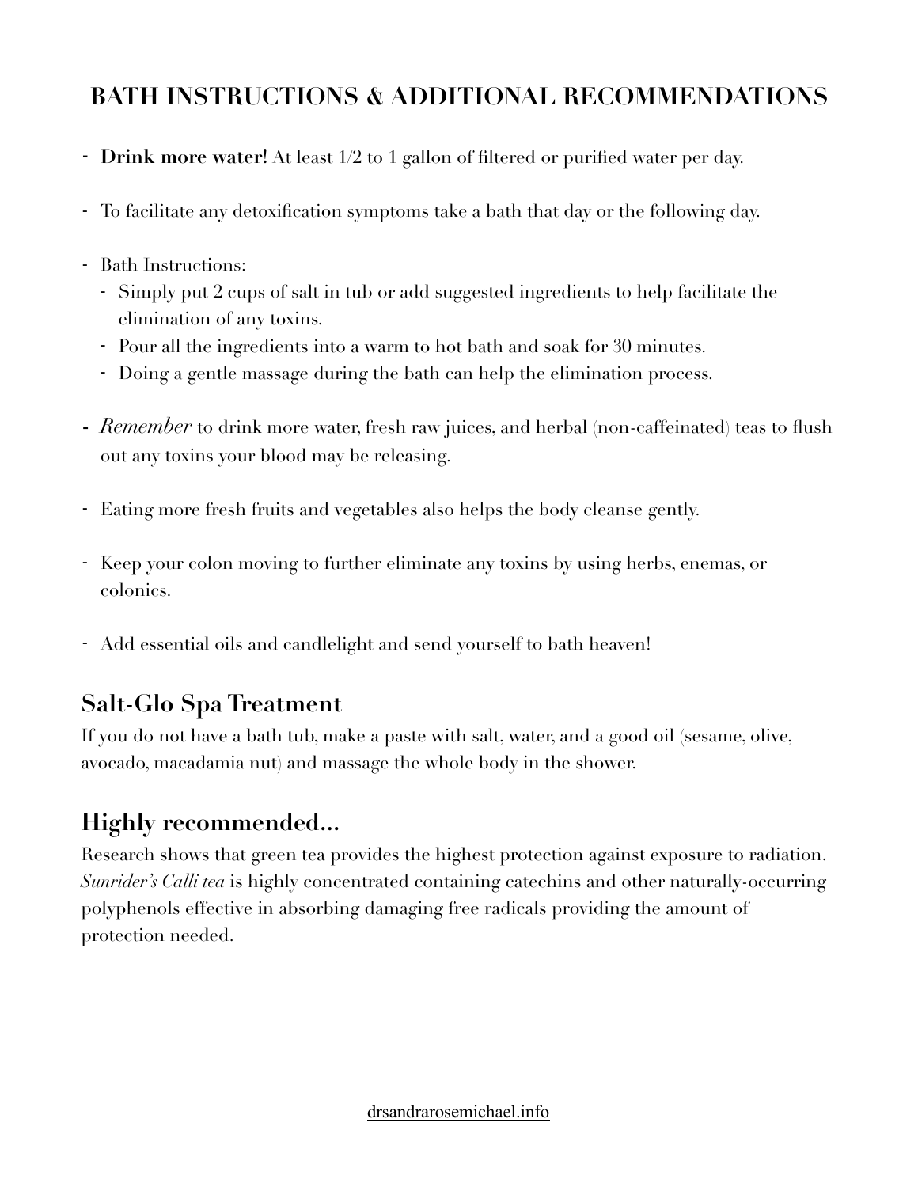# BATH INSTRUCTIONS & ADDITIONAL RECOMMENDATIONS

- **Drink more water!** At least 1/2 to 1 gallon of filtered or purified water per day.

- To facilitate any detoxification symptoms take a bath that day or the following day.

- Bath Instructions:
  - Simply put 2 cups of salt in tub or add suggested ingredients to help facilitate the elimination of any toxins.
  - Pour all the ingredients into a warm to hot bath and soak for 30 minutes.
  - Doing a gentle massage during the bath can help the elimination process.

- *Remember* to drink more water, fresh raw juices, and herbal (non-caffeinated) teas to flush out any toxins your blood may be releasing.

- Eating more fresh fruits and vegetables also helps the body cleanse gently.

- Keep your colon moving to further eliminate any toxins by using herbs, enemas, or colonics.

- Add essential oils and candlelight and send yourself to bath heaven!

## Salt-Glo Spa Treatment

If you do not have a bath tub, make a paste with salt, water, and a good oil (sesame, olive, avocado, macadamia nut) and massage the whole body in the shower.

## Highly recommended...

Research shows that green tea provides the highest protection against exposure to radiation. *Sunrider's Calli tea* is highly concentrated containing catechins and other naturally-occurring polyphenols effective in absorbing damaging free radicals providing the amount of protection needed.

drsandrarosemichael.info